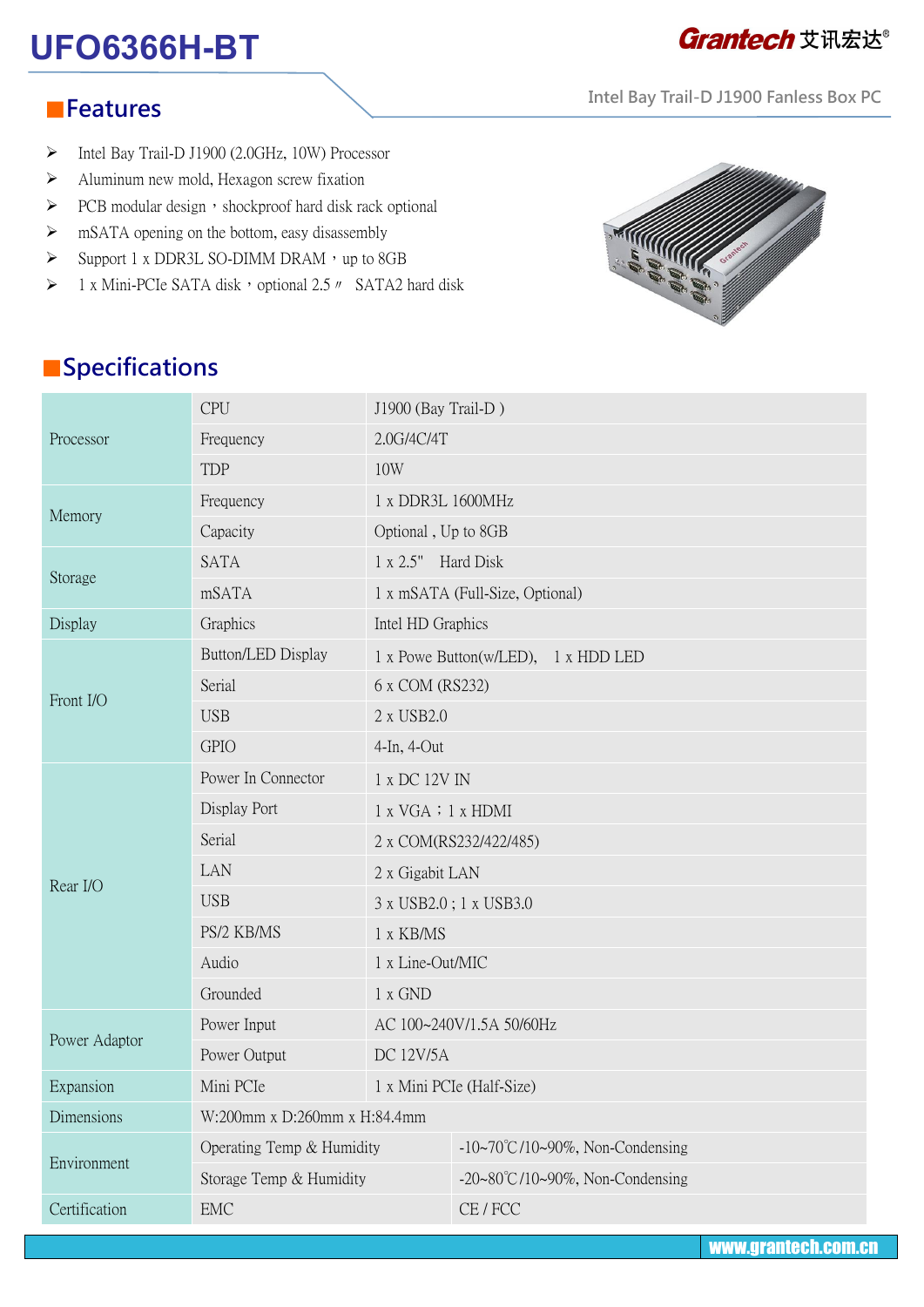# UFO6366H-BT

Grantech 艾讯宏达®

Intel Bay Trail-D J1900 Fanless Box PC

## Features

- Intel Bay Trail-D J1900 (2.0GHz, 10W) Processor
- Aluminum new mold, Hexagon screw fixation
- PCB modular design，shockproof hard disk rack optional
- mSATA opening on the bottom, easy disassembly
- Support 1 x DDR3L SO-DIMM DRAM，up to 8GB
- 1 x Mini-PCIe SATA disk，optional 2.5〃 SATA2 hard disk

## Specifications

| | | |
|---|---|---|
| Processor | CPU | J1900 (Bay Trail-D ) |
| | Frequency | 2.0G/4C/4T |
| | TDP | 10W |
| Memory | Frequency | 1 x DDR3L 1600MHz |
| | Capacity | Optional , Up to 8GB |
| Storage | SATA | 1 x 2.5" Hard Disk |
| | mSATA | 1 x mSATA (Full-Size, Optional) |
| Display | Graphics | Intel HD Graphics |
| Front I/O | Button/LED Display | 1 x Powe Button(w/LED), 1 x HDD LED |
| | Serial | 6 x COM (RS232) |
| | USB | 2 x USB2.0 |
| | GPIO | 4-In, 4-Out |
| Rear I/O | Power In Connector | 1 x DC 12V IN |
| | Display Port | 1 x VGA；1 x HDMI |
| | Serial | 2 x COM(RS232/422/485) |
| | LAN | 2 x Gigabit LAN |
| | USB | 3 x USB2.0 ; 1 x USB3.0 |
| | PS/2 KB/MS | 1 x KB/MS |
| | Audio | 1 x Line-Out/MIC |
| | Grounded | 1 x GND |
| Power Adaptor | Power Input | AC 100~240V/1.5A 50/60Hz |
| | Power Output | DC 12V/5A |
| Expansion | Mini PCIe | 1 x Mini PCIe (Half-Size) |
| Dimensions | W:200mm x D:260mm x H:84.4mm | |
| Environment | Operating Temp & Humidity | -10~70℃/10~90%, Non-Condensing |
| | Storage Temp & Humidity | -20~80℃/10~90%, Non-Condensing |
| Certification | EMC | CE / FCC |

www.grantech.com.cn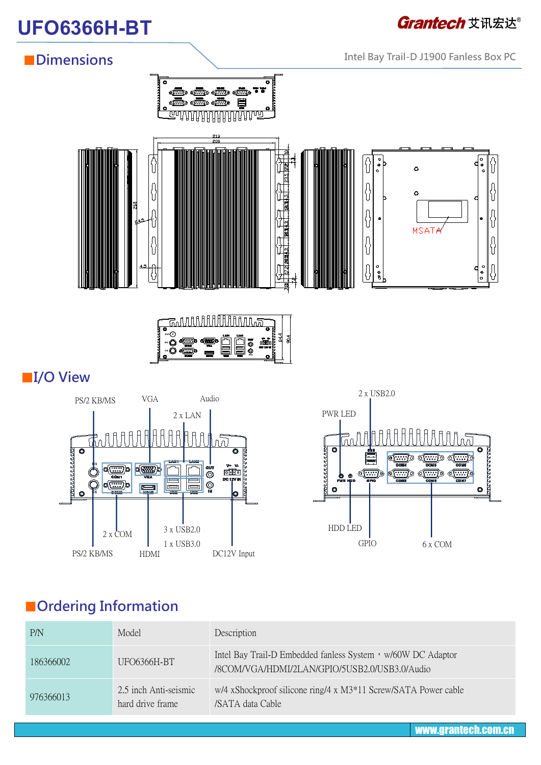# UFO6366H-BT

Intel Bay Trail-D J1900 Fanless Box PC

## Dimensions

213
200
260
154.3
4.5
10
17.2
25.5
51.3
51.3
51.3
17.2
7.5
MSATA
64.4
50.4

## I/O View

PS/2 KB/MS
VGA
Audio
2 x LAN
2 x COM
3 x USB2.0
1 x USB3.0
PS/2 KB/MS
HDMI
DC12V Input

2 x USB2.0
PWR LED
HDD LED
GPIO
6 x COM

## Ordering Information

| P/N | Model | Description |
| --- | --- | --- |
| 186366002 | UFO6366H-BT | Intel Bay Trail-D Embedded fanless System，w/60W DC Adaptor /8COM/VGA/HDMI/2LAN/GPIO/5USB2.0/USB3.0/Audio |
| 976366013 | 2.5 inch Anti-seismic hard drive frame | w/4 xShockproof silicone ring/4 x M3*11 Screw/SATA Power cable /SATA data Cable |